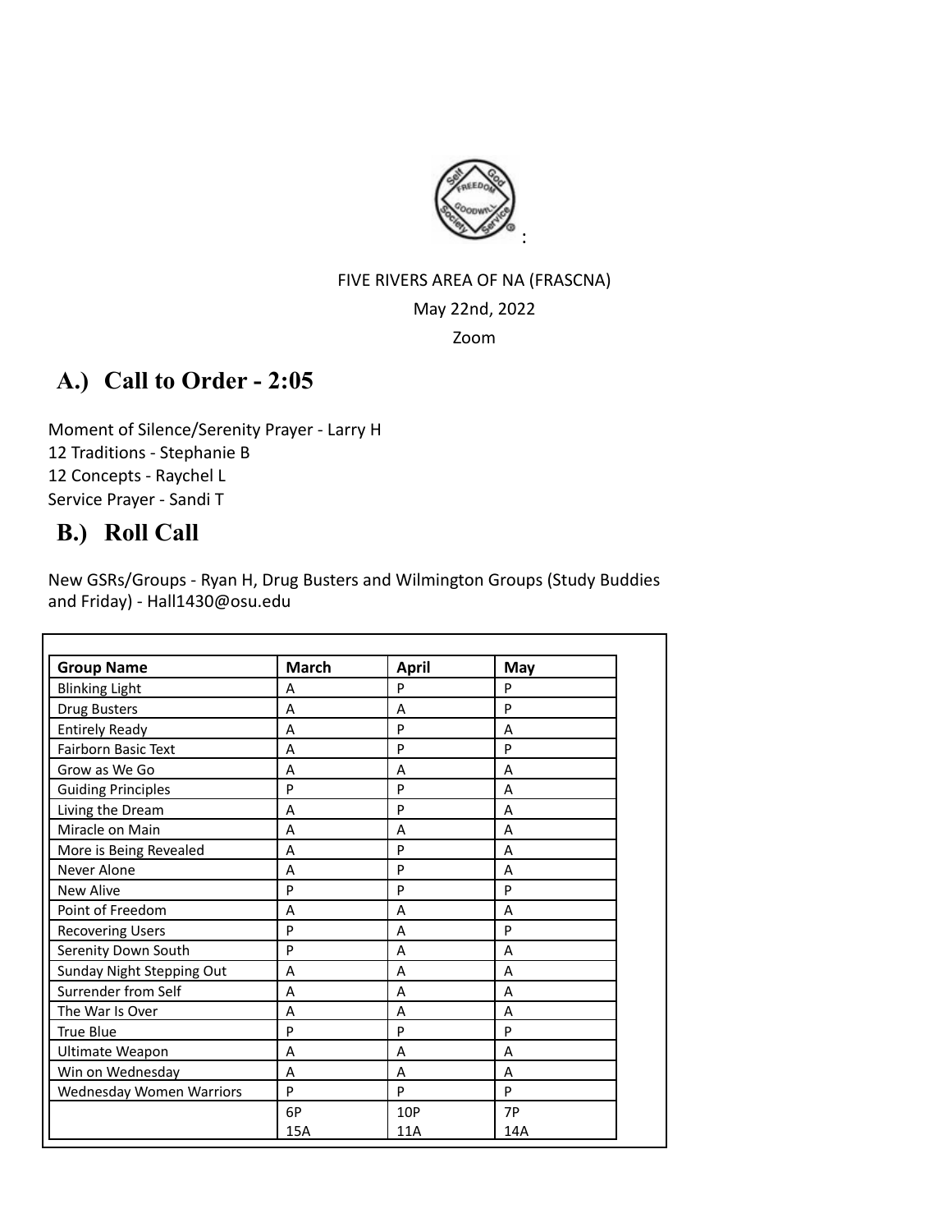FIVE RIVERS AREA OF NA (FRASCNA)

May 22nd, 2022

Zoom

## A.) Call to Order - 2:05

Moment of Silence/Serenity Prayer - Larry H
12 Traditions - Stephanie B
12 Concepts - Raychel L
Service Prayer - Sandi T

## B.) Roll Call

New GSRs/Groups - Ryan H, Drug Busters and Wilmington Groups (Study Buddies and Friday) - Hall1430@osu.edu

| Group Name | March | April | May |
|---|---|---|---|
| Blinking Light | A | P | P |
| Drug Busters | A | A | P |
| Entirely Ready | A | P | A |
| Fairborn Basic Text | A | P | P |
| Grow as We Go | A | A | A |
| Guiding Principles | P | P | A |
| Living the Dream | A | P | A |
| Miracle on Main | A | A | A |
| More is Being Revealed | A | P | A |
| Never Alone | A | P | A |
| New Alive | P | P | P |
| Point of Freedom | A | A | A |
| Recovering Users | P | A | P |
| Serenity Down South | P | A | A |
| Sunday Night Stepping Out | A | A | A |
| Surrender from Self | A | A | A |
| The War Is Over | A | A | A |
| True Blue | P | P | P |
| Ultimate Weapon | A | A | A |
| Win on Wednesday | A | A | A |
| Wednesday Women Warriors | P | P | P |
| | 6P 15A | 10P 11A | 7P 14A |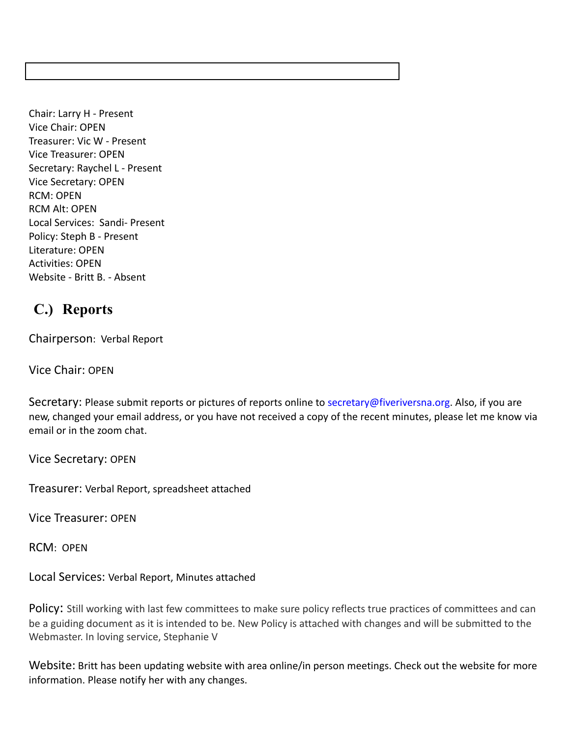Chair: Larry H - Present
Vice Chair: OPEN
Treasurer: Vic W - Present
Vice Treasurer: OPEN
Secretary: Raychel L - Present
Vice Secretary: OPEN
RCM: OPEN
RCM Alt: OPEN
Local Services: Sandi- Present
Policy: Steph B - Present
Literature: OPEN
Activities: OPEN
Website - Britt B. - Absent

## C.) Reports

Chairperson: Verbal Report

Vice Chair: OPEN

Secretary: Please submit reports or pictures of reports online to secretary@fiveriversna.org. Also, if you are new, changed your email address, or you have not received a copy of the recent minutes, please let me know via email or in the zoom chat.

Vice Secretary: OPEN

Treasurer: Verbal Report, spreadsheet attached

Vice Treasurer: OPEN

RCM: OPEN

Local Services: Verbal Report, Minutes attached

Policy: Still working with last few committees to make sure policy reflects true practices of committees and can be a guiding document as it is intended to be. New Policy is attached with changes and will be submitted to the Webmaster. In loving service, Stephanie V

Website: Britt has been updating website with area online/in person meetings. Check out the website for more information. Please notify her with any changes.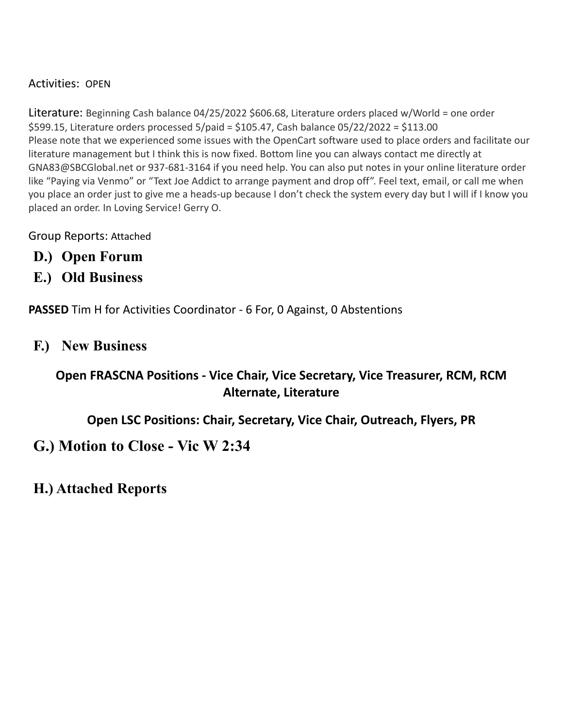Activities: OPEN

Literature: Beginning Cash balance 04/25/2022 $606.68, Literature orders placed w/World = one order $599.15, Literature orders processed 5/paid = $105.47, Cash balance 05/22/2022 = $113.00
Please note that we experienced some issues with the OpenCart software used to place orders and facilitate our literature management but I think this is now fixed. Bottom line you can always contact me directly at GNA83@SBCGlobal.net or 937-681-3164 if you need help. You can also put notes in your online literature order like "Paying via Venmo" or "Text Joe Addict to arrange payment and drop off". Feel text, email, or call me when you place an order just to give me a heads-up because I don't check the system every day but I will if I know you placed an order. In Loving Service! Gerry O.

Group Reports: Attached

## D.) Open Forum

## E.) Old Business

**PASSED** Tim H for Activities Coordinator - 6 For, 0 Against, 0 Abstentions

## F.) New Business

**Open FRASCNA Positions - Vice Chair, Vice Secretary, Vice Treasurer, RCM, RCM Alternate, Literature**

**Open LSC Positions: Chair, Secretary, Vice Chair, Outreach, Flyers, PR**

## G.) Motion to Close - Vic W 2:34

## H.) Attached Reports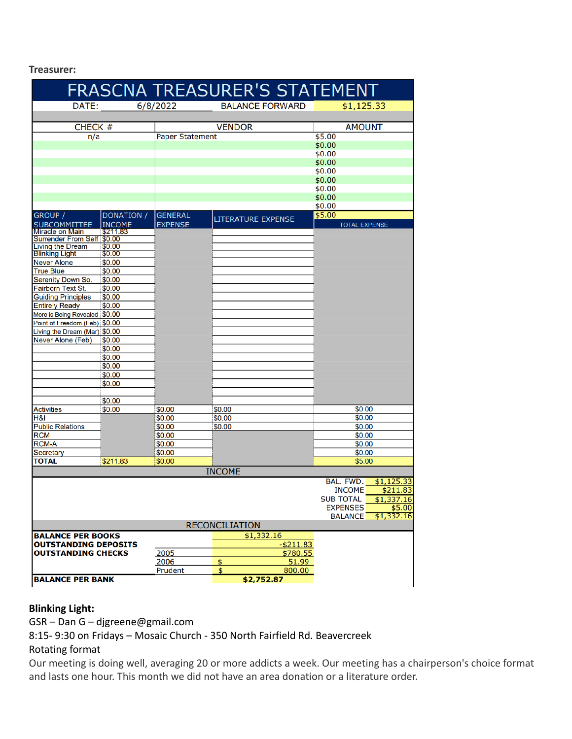**Treasurer:**

# FRASCNA TREASURER'S STATEMENT

| DATE: | 6/8/2022 | BALANCE FORWARD | $1,125.33 |
|---|---|---|---|

| CHECK # | VENDOR | AMOUNT |
|---|---|---|
| n/a | Paper Statement | $5.00 |
| | | $0.00 |
| | | $0.00 |
| | | $0.00 |
| | | $0.00 |
| | | $0.00 |
| | | $0.00 |
| | | $0.00 |
| | | $0.00 |
| | | $5.00 |

| GROUP / SUBCOMMITTEE | DONATION / INCOME | GENERAL EXPENSE | LITERATURE EXPENSE | TOTAL EXPENSE |
|---|---|---|---|---|
| Miracle on Main | $211.83 | | | |
| Surrender From Self | $0.00 | | | |
| Living the Dream | $0.00 | | | |
| Blinking Light | $0.00 | | | |
| Never Alone | $0.00 | | | |
| True Blue | $0.00 | | | |
| Serenity Down So. | $0.00 | | | |
| Fairborn Text St. | $0.00 | | | |
| Guiding Principles | $0.00 | | | |
| Entirely Ready | $0.00 | | | |
| More is Being Revealed | $0.00 | | | |
| Point of Freedom (Feb) | $0.00 | | | |
| Living the Dream (Mar) | $0.00 | | | |
| Never Alone (Feb) | $0.00 | | | |
| | $0.00 | | | |
| | $0.00 | | | |
| | $0.00 | | | |
| | $0.00 | | | |
| | $0.00 | | | |
| | | | | |
| | $0.00 | | | |
| Activities | $0.00 | $0.00 | $0.00 | $0.00 |
| H&I | | $0.00 | $0.00 | $0.00 |
| Public Relations | | $0.00 | $0.00 | $0.00 |
| RCM | | $0.00 | | $0.00 |
| RCM-A | | $0.00 | | $0.00 |
| Secretary | | $0.00 | | $0.00 |
| **TOTAL** | $211.83 | $0.00 | | $5.00 |

**INCOME**

| | |
|---|---|
| BAL. FWD. | $1,125.33 |
| INCOME | $211.83 |
| SUB TOTAL | $1,337.16 |
| EXPENSES | $5.00 |
| BALANCE | $1,332.16 |

**RECONCILIATION**

| | | |
|---|---|---|
| **BALANCE PER BOOKS** | | $1,332.16 |
| **OUTSTANDING DEPOSITS** | | -$211.83 |
| **OUTSTANDING CHECKS** | 2005 | $780.55 |
| | 2006 | $ 51.99 |
| | Prudent | $ 800.00 |
| **BALANCE PER BANK** | | **$2,752.87** |

**Blinking Light:**

GSR – Dan G – djgreene@gmail.com

8:15- 9:30 on Fridays – Mosaic Church - 350 North Fairfield Rd. Beavercreek

Rotating format

Our meeting is doing well, averaging 20 or more addicts a week. Our meeting has a chairperson's choice format and lasts one hour. This month we did not have an area donation or a literature order.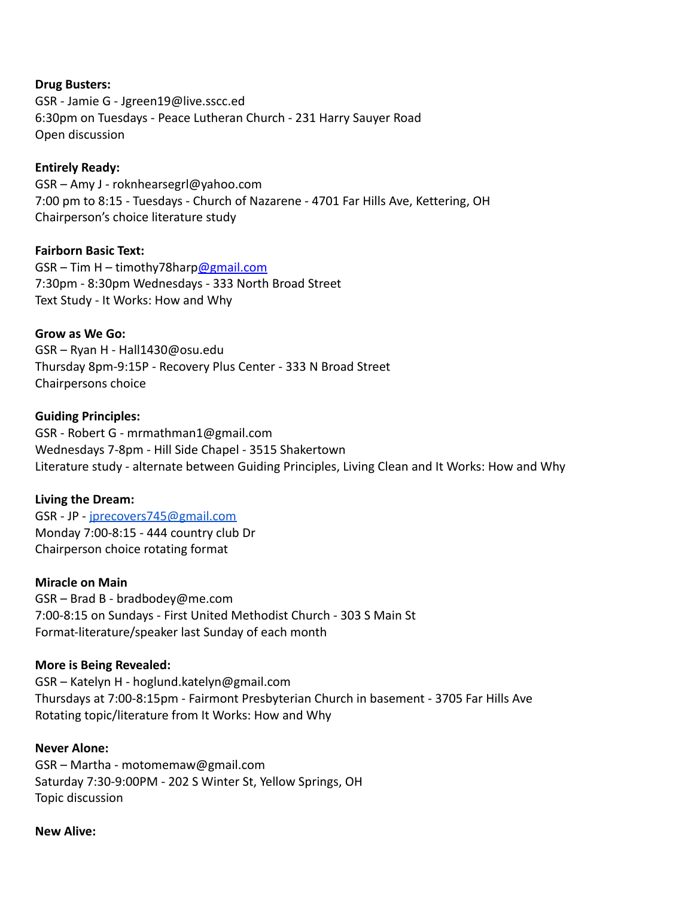**Drug Busters:**
GSR - Jamie G - Jgreen19@live.sscc.ed
6:30pm on Tuesdays - Peace Lutheran Church - 231 Harry Sauyer Road
Open discussion

**Entirely Ready:**
GSR – Amy J - roknhearsegrl@yahoo.com
7:00 pm to 8:15 - Tuesdays - Church of Nazarene - 4701 Far Hills Ave, Kettering, OH
Chairperson's choice literature study

**Fairborn Basic Text:**
GSR – Tim H – timothy78harp@gmail.com
7:30pm - 8:30pm Wednesdays - 333 North Broad Street
Text Study - It Works: How and Why

**Grow as We Go:**
GSR – Ryan H - Hall1430@osu.edu
Thursday 8pm-9:15P - Recovery Plus Center - 333 N Broad Street
Chairpersons choice

**Guiding Principles:**
GSR - Robert G - mrmathman1@gmail.com
Wednesdays 7-8pm - Hill Side Chapel - 3515 Shakertown
Literature study - alternate between Guiding Principles, Living Clean and It Works: How and Why

**Living the Dream:**
GSR - JP - jprecovers745@gmail.com
Monday 7:00-8:15 - 444 country club Dr
Chairperson choice rotating format

**Miracle on Main**
GSR – Brad B - bradbodey@me.com
7:00-8:15 on Sundays - First United Methodist Church - 303 S Main St
Format-literature/speaker last Sunday of each month

**More is Being Revealed:**
GSR – Katelyn H - hoglund.katelyn@gmail.com
Thursdays at 7:00-8:15pm - Fairmont Presbyterian Church in basement - 3705 Far Hills Ave
Rotating topic/literature from It Works: How and Why

**Never Alone:**
GSR – Martha - motomemaw@gmail.com
Saturday 7:30-9:00PM - 202 S Winter St, Yellow Springs, OH
Topic discussion

**New Alive:**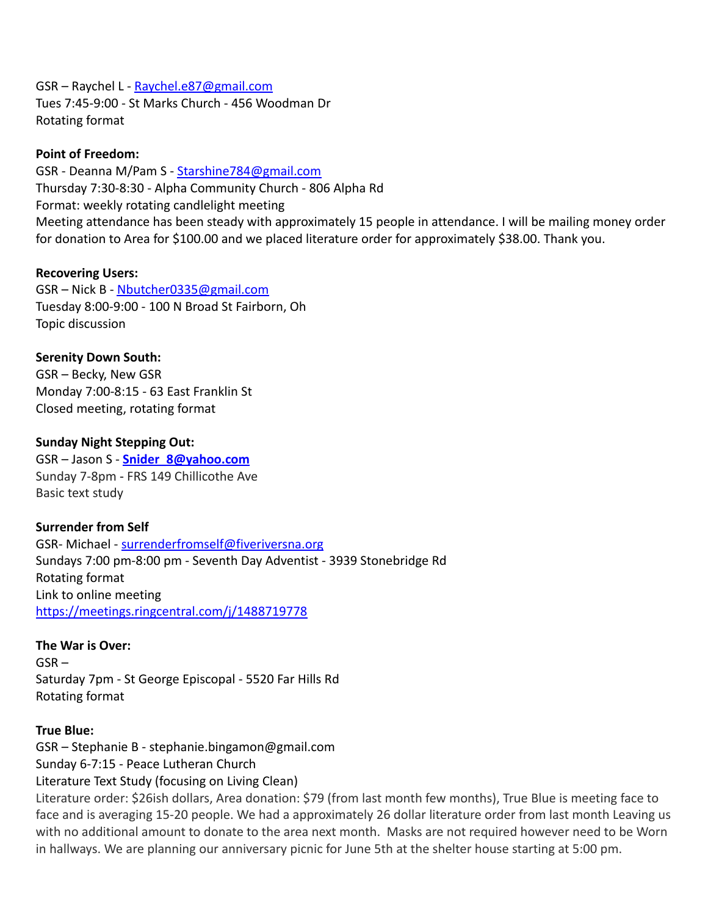GSR – Raychel L - Raychel.e87@gmail.com
Tues 7:45-9:00 - St Marks Church - 456 Woodman Dr
Rotating format

**Point of Freedom:**
GSR - Deanna M/Pam S - Starshine784@gmail.com
Thursday 7:30-8:30 - Alpha Community Church - 806 Alpha Rd
Format: weekly rotating candlelight meeting
Meeting attendance has been steady with approximately 15 people in attendance. I will be mailing money order for donation to Area for $100.00 and we placed literature order for approximately $38.00. Thank you.

**Recovering Users:**
GSR – Nick B - Nbutcher0335@gmail.com
Tuesday 8:00-9:00 - 100 N Broad St Fairborn, Oh
Topic discussion

**Serenity Down South:**
GSR – Becky, New GSR
Monday 7:00-8:15 - 63 East Franklin St
Closed meeting, rotating format

**Sunday Night Stepping Out:**
GSR – Jason S - **Snider_8@yahoo.com**
Sunday 7-8pm - FRS 149 Chillicothe Ave
Basic text study

**Surrender from Self**
GSR- Michael - surrenderfromself@fiveriversna.org
Sundays 7:00 pm-8:00 pm - Seventh Day Adventist - 3939 Stonebridge Rd
Rotating format
Link to online meeting
https://meetings.ringcentral.com/j/1488719778

**The War is Over:**
GSR –
Saturday 7pm - St George Episcopal - 5520 Far Hills Rd
Rotating format

**True Blue:**
GSR – Stephanie B - stephanie.bingamon@gmail.com
Sunday 6-7:15 - Peace Lutheran Church
Literature Text Study (focusing on Living Clean)
Literature order: $26ish dollars, Area donation: $79 (from last month few months), True Blue is meeting face to face and is averaging 15-20 people. We had a approximately 26 dollar literature order from last month Leaving us with no additional amount to donate to the area next month. Masks are not required however need to be Worn in hallways. We are planning our anniversary picnic for June 5th at the shelter house starting at 5:00 pm.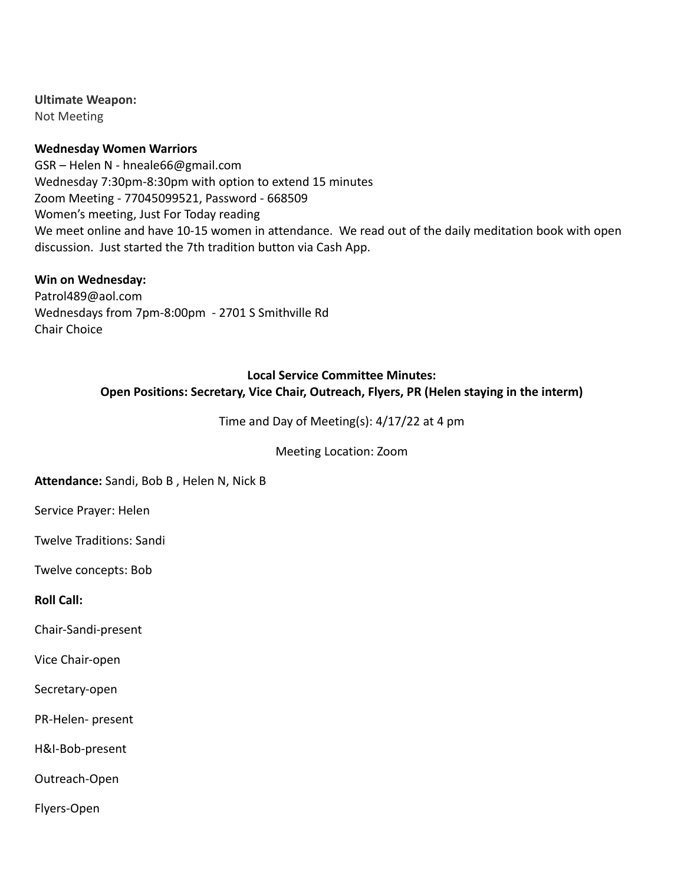**Ultimate Weapon:**
Not Meeting

**Wednesday Women Warriors**
GSR – Helen N - hneale66@gmail.com
Wednesday 7:30pm-8:30pm with option to extend 15 minutes
Zoom Meeting - 77045099521, Password - 668509
Women's meeting, Just For Today reading
We meet online and have 10-15 women in attendance. We read out of the daily meditation book with open discussion. Just started the 7th tradition button via Cash App.

**Win on Wednesday:**
Patrol489@aol.com
Wednesdays from 7pm-8:00pm - 2701 S Smithville Rd
Chair Choice

**Local Service Committee Minutes:**
**Open Positions: Secretary, Vice Chair, Outreach, Flyers, PR (Helen staying in the interm)**

Time and Day of Meeting(s): 4/17/22 at 4 pm

Meeting Location: Zoom

**Attendance:** Sandi, Bob B , Helen N, Nick B

Service Prayer: Helen

Twelve Traditions: Sandi

Twelve concepts: Bob

**Roll Call:**

Chair-Sandi-present

Vice Chair-open

Secretary-open

PR-Helen- present

H&I-Bob-present

Outreach-Open

Flyers-Open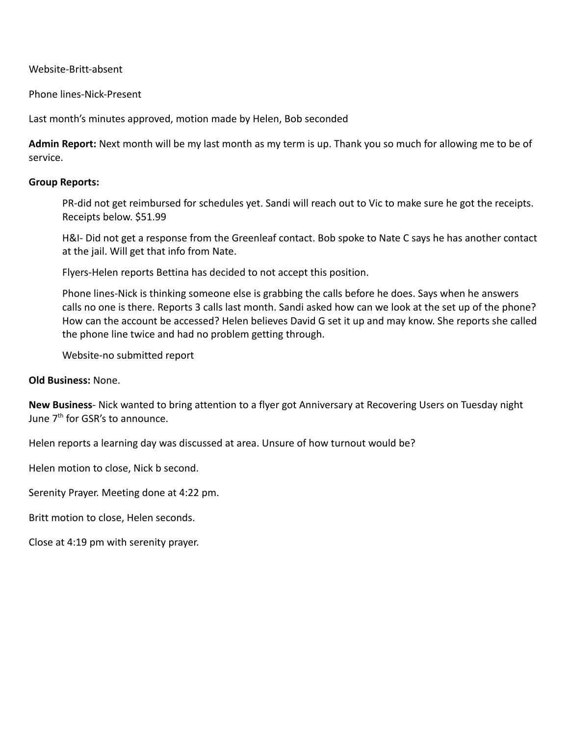Website-Britt-absent

Phone lines-Nick-Present

Last month's minutes approved, motion made by Helen, Bob seconded

**Admin Report:** Next month will be my last month as my term is up. Thank you so much for allowing me to be of service.

**Group Reports:**

> PR-did not get reimbursed for schedules yet. Sandi will reach out to Vic to make sure he got the receipts. Receipts below. $51.99
>
> H&I- Did not get a response from the Greenleaf contact. Bob spoke to Nate C says he has another contact at the jail. Will get that info from Nate.
>
> Flyers-Helen reports Bettina has decided to not accept this position.
>
> Phone lines-Nick is thinking someone else is grabbing the calls before he does. Says when he answers calls no one is there. Reports 3 calls last month. Sandi asked how can we look at the set up of the phone? How can the account be accessed? Helen believes David G set it up and may know. She reports she called the phone line twice and had no problem getting through.
>
> Website-no submitted report

**Old Business:** None.

**New Business**- Nick wanted to bring attention to a flyer got Anniversary at Recovering Users on Tuesday night June 7th for GSR's to announce.

Helen reports a learning day was discussed at area. Unsure of how turnout would be?

Helen motion to close, Nick b second.

Serenity Prayer. Meeting done at 4:22 pm.

Britt motion to close, Helen seconds.

Close at 4:19 pm with serenity prayer.